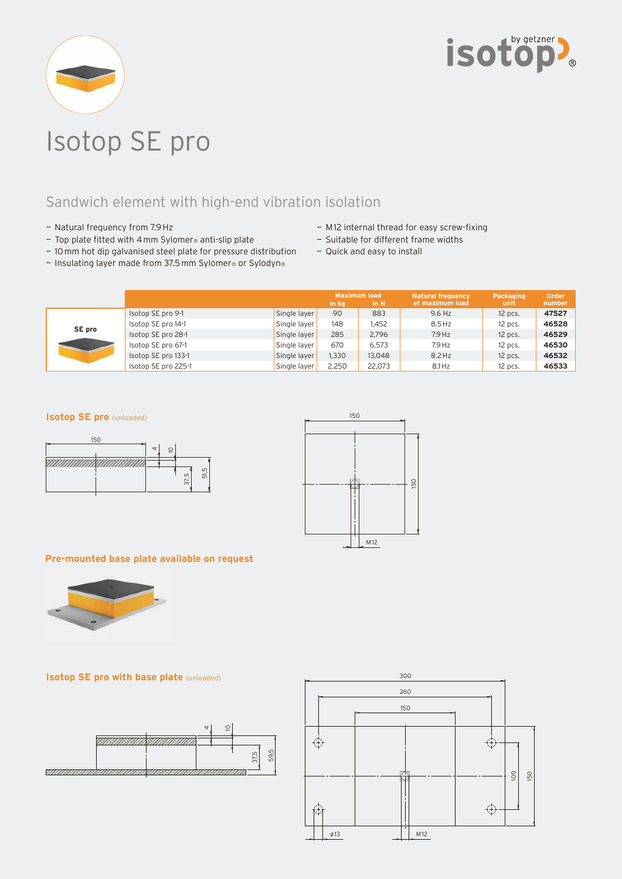# Isotop SE pro

## Sandwich element with high-end vibration isolation

- Natural frequency from 7.9 Hz
- Top plate fitted with 4 mm Sylomer® anti-slip plate
- 10 mm hot dip galvanised steel plate for pressure distribution
- Insulating layer made from 37.5 mm Sylomer® or Sylodyn®
- M12 internal thread for easy screw-fixing
- Suitable for different frame widths
- Quick and easy to install

| | | | Maximum load in kg | Maximum load in N | Natural frequency at maximum load | Packaging unit | Order number |
|---|---|---|---|---|---|---|---|
| SE pro | Isotop SE pro 9-1 | Single layer | 90 | 883 | 9.6 Hz | 12 pcs. | **47527** |
| | Isotop SE pro 14-1 | Single layer | 148 | 1,452 | 8.5 Hz | 12 pcs. | **46528** |
| | Isotop SE pro 28-1 | Single layer | 285 | 2,796 | 7.9 Hz | 12 pcs. | **46529** |
| | Isotop SE pro 67-1 | Single layer | 670 | 6,573 | 7.9 Hz | 12 pcs. | **46530** |
| | Isotop SE pro 133-1 | Single layer | 1,330 | 13,048 | 8.2 Hz | 12 pcs. | **46532** |
| | Isotop SE pro 225-1 | Single layer | 2,250 | 22,073 | 8.1 Hz | 12 pcs. | **46533** |

### Isotop SE pro (unloaded)

150, 4, 10, 37.5, 51.5

150, 150, M12

### Pre-mounted base plate available on request

### Isotop SE pro with base plate (unloaded)

4, 10, 37.5, 59.5

300, 260, 150, 100, 150, ø13, M12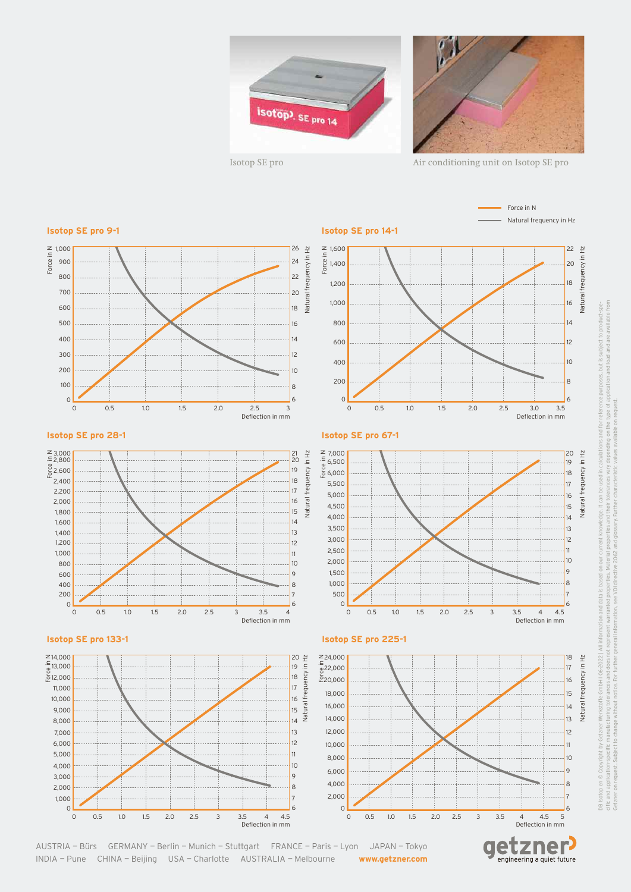Isotop SE pro

Air conditioning unit on Isotop SE pro

Force in N
Natural frequency in Hz

## Isotop SE pro 9-1

Force in N
1,000
900
800
700
600
500
400
300
200
100
0

Natural frequency in Hz
26
24
22
20
18
16
14
12
10
8
6

0 0.5 1.0 1.5 2.0 2.5 3
Deflection in mm

## Isotop SE pro 14-1

Force in N
1,600
1,400
1,200
1,000
800
600
400
200
0

Natural frequency in Hz
22
20
18
16
14
12
10
8
6

0 0.5 1.0 1.5 2.0 2.5 3.0 3.5
Deflection in mm

## Isotop SE pro 28-1

Force in N
3,000
2,800
2,600
2,400
2,200
2,000
1,800
1,600
1,400
1,200
1,000
800
600
400
200
0

Natural frequency in Hz
21
20
19
18
17
16
15
14
13
12
11
10
9
8
7
6

0 0.5 1.0 1.5 2.0 2.5 3 3.5 4
Deflection in mm

## Isotop SE pro 67-1

Force in N
7,000
6,500
6,000
5,500
5,000
4,500
4,000
3,500
3,000
2,500
2,000
1,500
1,000
500
0

Natural frequency in Hz
20
19
18
17
16
15
14
13
12
11
10
9
8
7
6

0 0.5 1.0 1.5 2.0 2.5 3 3.5 4 4.5
Deflection in mm

## Isotop SE pro 133-1

Force in N
14,000
13,000
12,000
11,000
10,000
9,000
8,000
7,000
6,000
5,000
4,000
3,000
2,000
1,000
0

Natural frequency in Hz
20
19
18
17
16
15
14
13
12
11
10
9
8
7
6

0 0.5 1.0 1.5 2.0 2.5 3 3.5 4 4.5
Deflection in mm

## Isotop SE pro 225-1

Force in N
24,000
22,000
20,000
18,000
16,000
14,000
12,000
10,000
8,000
6,000
4,000
2,000
0

Natural frequency in Hz
18
17
16
15
14
13
12
11
10
9
8
7
6

0 0.5 1.0 1.5 2.0 2.5 3 3.5 4 4.5 5
Deflection in mm

DB Isotop en © Copyright by Getzner Werkstoffe GmbH | 06-2022 | All information and data is based on our current knowledge. It can be used in calculations and for reference purposes, but is subject to product-specific and application-specific manufacturing tolerances and does not represent warranted properties. Material properties and their tolerances vary depending on the type of application and load and are available from Getzner on request. Subject to change without notice. For further general information, see VDI Directive 2062 and glossary. Further characteristic values available on request.

AUSTRIA – Bürs GERMANY – Berlin – Munich – Stuttgart FRANCE – Paris – Lyon JAPAN – Tokyo
INDIA – Pune CHINA – Beijing USA – Charlotte AUSTRALIA – Melbourne **www.getzner.com**

getzner
engineering a quiet future